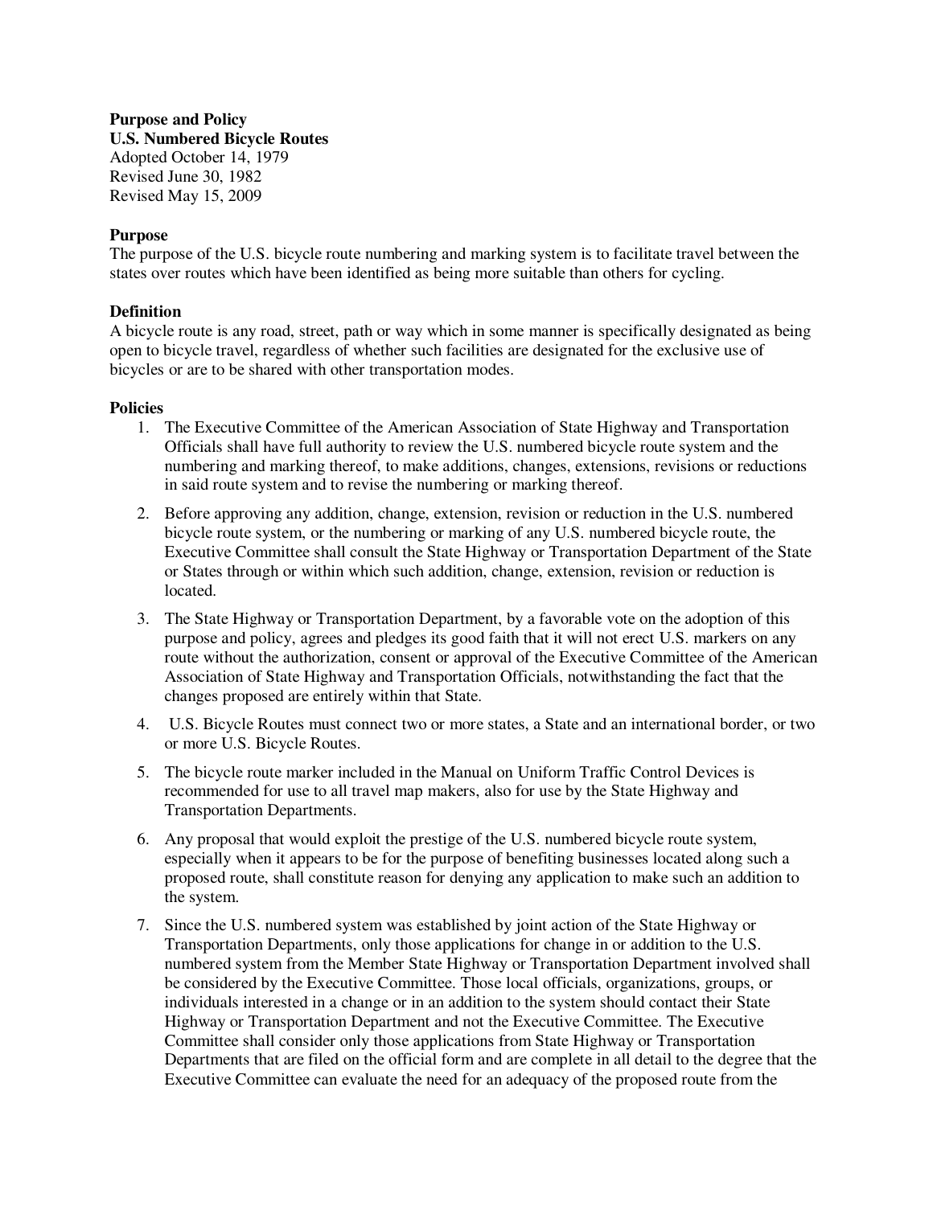**Purpose and Policy**
**U.S. Numbered Bicycle Routes**
Adopted October 14, 1979
Revised June 30, 1982
Revised May 15, 2009

**Purpose**
The purpose of the U.S. bicycle route numbering and marking system is to facilitate travel between the states over routes which have been identified as being more suitable than others for cycling.

**Definition**
A bicycle route is any road, street, path or way which in some manner is specifically designated as being open to bicycle travel, regardless of whether such facilities are designated for the exclusive use of bicycles or are to be shared with other transportation modes.

**Policies**

1. The Executive Committee of the American Association of State Highway and Transportation Officials shall have full authority to review the U.S. numbered bicycle route system and the numbering and marking thereof, to make additions, changes, extensions, revisions or reductions in said route system and to revise the numbering or marking thereof.
2. Before approving any addition, change, extension, revision or reduction in the U.S. numbered bicycle route system, or the numbering or marking of any U.S. numbered bicycle route, the Executive Committee shall consult the State Highway or Transportation Department of the State or States through or within which such addition, change, extension, revision or reduction is located.
3. The State Highway or Transportation Department, by a favorable vote on the adoption of this purpose and policy, agrees and pledges its good faith that it will not erect U.S. markers on any route without the authorization, consent or approval of the Executive Committee of the American Association of State Highway and Transportation Officials, notwithstanding the fact that the changes proposed are entirely within that State.
4. U.S. Bicycle Routes must connect two or more states, a State and an international border, or two or more U.S. Bicycle Routes.
5. The bicycle route marker included in the Manual on Uniform Traffic Control Devices is recommended for use to all travel map makers, also for use by the State Highway and Transportation Departments.
6. Any proposal that would exploit the prestige of the U.S. numbered bicycle route system, especially when it appears to be for the purpose of benefiting businesses located along such a proposed route, shall constitute reason for denying any application to make such an addition to the system.
7. Since the U.S. numbered system was established by joint action of the State Highway or Transportation Departments, only those applications for change in or addition to the U.S. numbered system from the Member State Highway or Transportation Department involved shall be considered by the Executive Committee. Those local officials, organizations, groups, or individuals interested in a change or in an addition to the system should contact their State Highway or Transportation Department and not the Executive Committee. The Executive Committee shall consider only those applications from State Highway or Transportation Departments that are filed on the official form and are complete in all detail to the degree that the Executive Committee can evaluate the need for an adequacy of the proposed route from the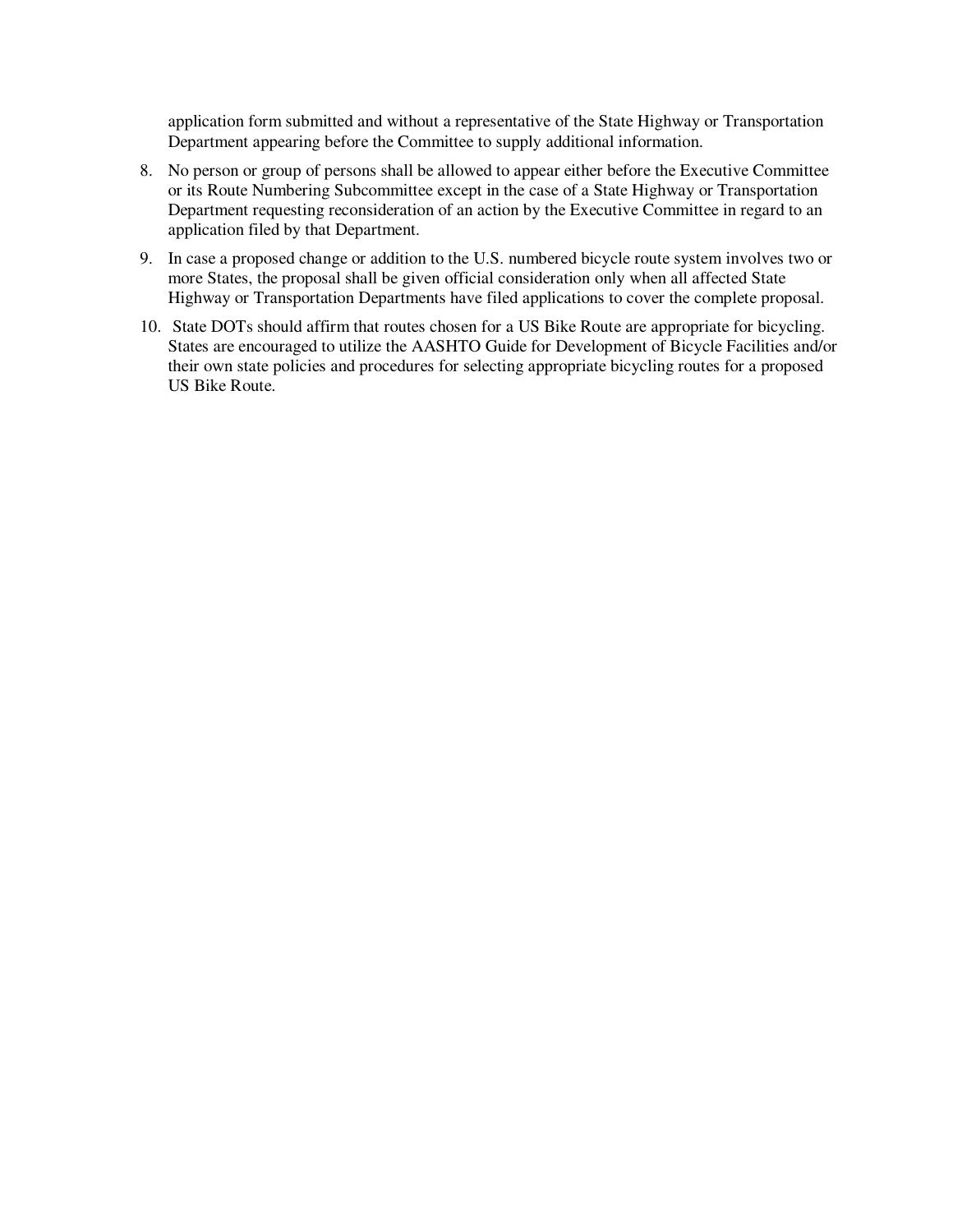application form submitted and without a representative of the State Highway or Transportation Department appearing before the Committee to supply additional information.

8. No person or group of persons shall be allowed to appear either before the Executive Committee or its Route Numbering Subcommittee except in the case of a State Highway or Transportation Department requesting reconsideration of an action by the Executive Committee in regard to an application filed by that Department.
9. In case a proposed change or addition to the U.S. numbered bicycle route system involves two or more States, the proposal shall be given official consideration only when all affected State Highway or Transportation Departments have filed applications to cover the complete proposal.
10. State DOTs should affirm that routes chosen for a US Bike Route are appropriate for bicycling. States are encouraged to utilize the AASHTO Guide for Development of Bicycle Facilities and/or their own state policies and procedures for selecting appropriate bicycling routes for a proposed US Bike Route.